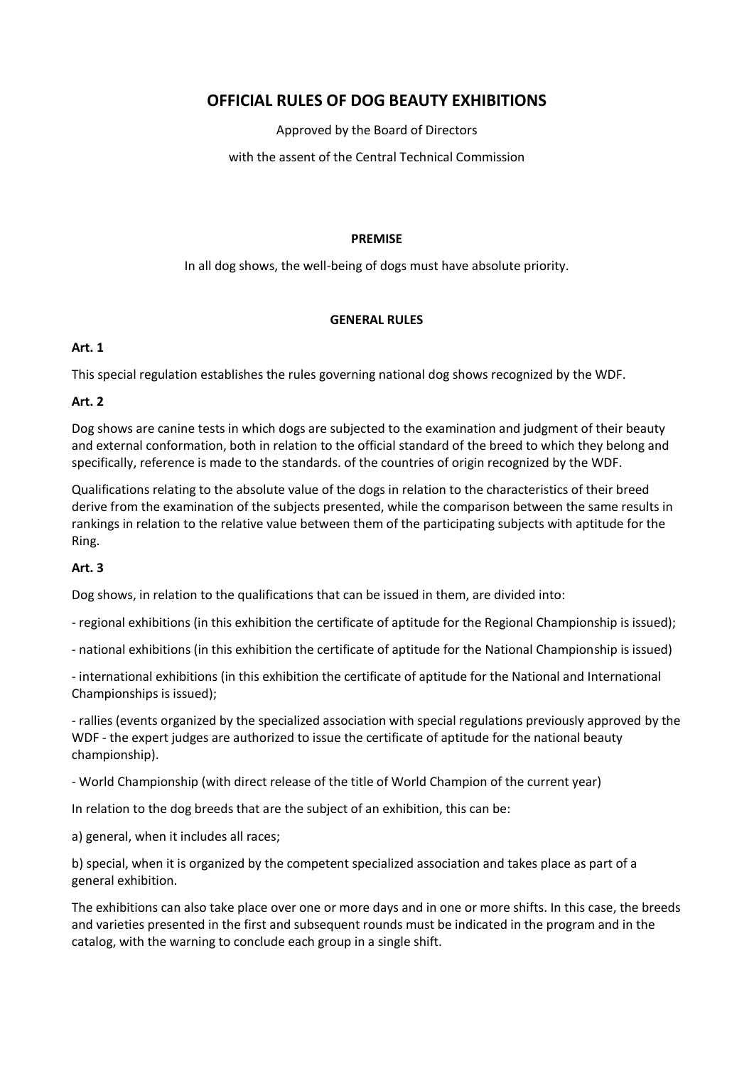# OFFICIAL RULES OF DOG BEAUTY EXHIBITIONS

Approved by the Board of Directors

with the assent of the Central Technical Commission

## PREMISE

In all dog shows, the well-being of dogs must have absolute priority.

## GENERAL RULES

**Art. 1**

This special regulation establishes the rules governing national dog shows recognized by the WDF.

**Art. 2**

Dog shows are canine tests in which dogs are subjected to the examination and judgment of their beauty and external conformation, both in relation to the official standard of the breed to which they belong and specifically, reference is made to the standards. of the countries of origin recognized by the WDF.

Qualifications relating to the absolute value of the dogs in relation to the characteristics of their breed derive from the examination of the subjects presented, while the comparison between the same results in rankings in relation to the relative value between them of the participating subjects with aptitude for the Ring.

**Art. 3**

Dog shows, in relation to the qualifications that can be issued in them, are divided into:

- regional exhibitions (in this exhibition the certificate of aptitude for the Regional Championship is issued);
- national exhibitions (in this exhibition the certificate of aptitude for the National Championship is issued)
- international exhibitions (in this exhibition the certificate of aptitude for the National and International Championships is issued);
- rallies (events organized by the specialized association with special regulations previously approved by the WDF - the expert judges are authorized to issue the certificate of aptitude for the national beauty championship).
- World Championship (with direct release of the title of World Champion of the current year)

In relation to the dog breeds that are the subject of an exhibition, this can be:

a) general, when it includes all races;

b) special, when it is organized by the competent specialized association and takes place as part of a general exhibition.

The exhibitions can also take place over one or more days and in one or more shifts. In this case, the breeds and varieties presented in the first and subsequent rounds must be indicated in the program and in the catalog, with the warning to conclude each group in a single shift.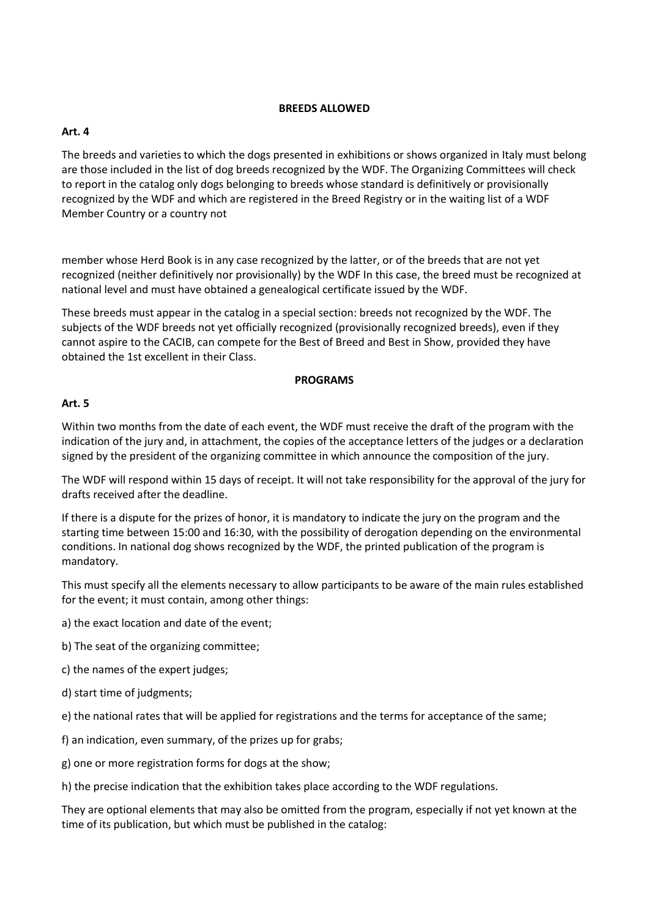## BREEDS ALLOWED

### Art. 4

The breeds and varieties to which the dogs presented in exhibitions or shows organized in Italy must belong are those included in the list of dog breeds recognized by the WDF. The Organizing Committees will check to report in the catalog only dogs belonging to breeds whose standard is definitively or provisionally recognized by the WDF and which are registered in the Breed Registry or in the waiting list of a WDF Member Country or a country not

member whose Herd Book is in any case recognized by the latter, or of the breeds that are not yet recognized (neither definitively nor provisionally) by the WDF In this case, the breed must be recognized at national level and must have obtained a genealogical certificate issued by the WDF.

These breeds must appear in the catalog in a special section: breeds not recognized by the WDF. The subjects of the WDF breeds not yet officially recognized (provisionally recognized breeds), even if they cannot aspire to the CACIB, can compete for the Best of Breed and Best in Show, provided they have obtained the 1st excellent in their Class.

## PROGRAMS

### Art. 5

Within two months from the date of each event, the WDF must receive the draft of the program with the indication of the jury and, in attachment, the copies of the acceptance letters of the judges or a declaration signed by the president of the organizing committee in which announce the composition of the jury.

The WDF will respond within 15 days of receipt. It will not take responsibility for the approval of the jury for drafts received after the deadline.

If there is a dispute for the prizes of honor, it is mandatory to indicate the jury on the program and the starting time between 15:00 and 16:30, with the possibility of derogation depending on the environmental conditions. In national dog shows recognized by the WDF, the printed publication of the program is mandatory.

This must specify all the elements necessary to allow participants to be aware of the main rules established for the event; it must contain, among other things:

a) the exact location and date of the event;

b) The seat of the organizing committee;

c) the names of the expert judges;

d) start time of judgments;

e) the national rates that will be applied for registrations and the terms for acceptance of the same;

f) an indication, even summary, of the prizes up for grabs;

g) one or more registration forms for dogs at the show;

h) the precise indication that the exhibition takes place according to the WDF regulations.

They are optional elements that may also be omitted from the program, especially if not yet known at the time of its publication, but which must be published in the catalog: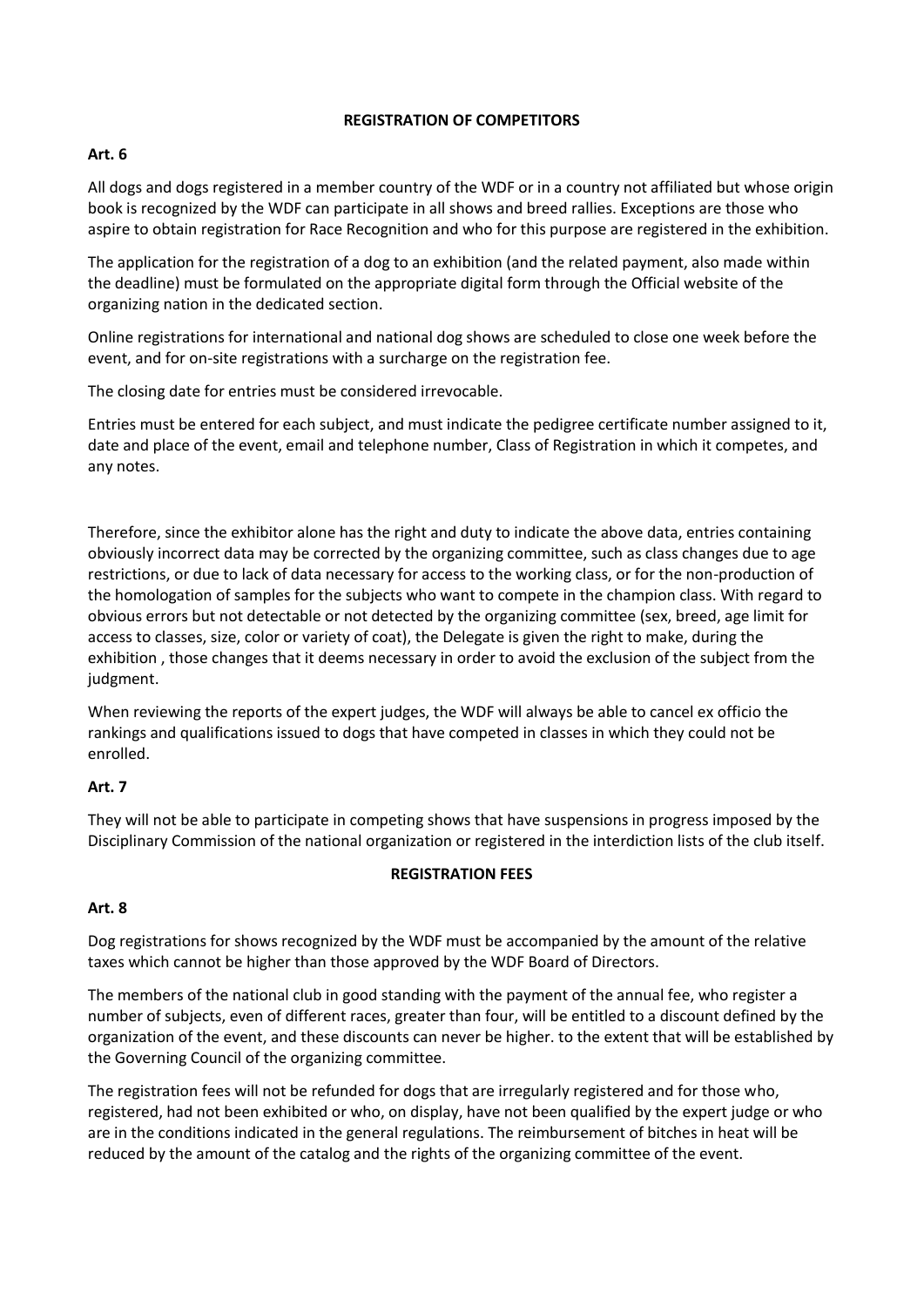## REGISTRATION OF COMPETITORS

### Art. 6

All dogs and dogs registered in a member country of the WDF or in a country not affiliated but whose origin book is recognized by the WDF can participate in all shows and breed rallies. Exceptions are those who aspire to obtain registration for Race Recognition and who for this purpose are registered in the exhibition.

The application for the registration of a dog to an exhibition (and the related payment, also made within the deadline) must be formulated on the appropriate digital form through the Official website of the organizing nation in the dedicated section.

Online registrations for international and national dog shows are scheduled to close one week before the event, and for on-site registrations with a surcharge on the registration fee.

The closing date for entries must be considered irrevocable.

Entries must be entered for each subject, and must indicate the pedigree certificate number assigned to it, date and place of the event, email and telephone number, Class of Registration in which it competes, and any notes.

Therefore, since the exhibitor alone has the right and duty to indicate the above data, entries containing obviously incorrect data may be corrected by the organizing committee, such as class changes due to age restrictions, or due to lack of data necessary for access to the working class, or for the non-production of the homologation of samples for the subjects who want to compete in the champion class. With regard to obvious errors but not detectable or not detected by the organizing committee (sex, breed, age limit for access to classes, size, color or variety of coat), the Delegate is given the right to make, during the exhibition , those changes that it deems necessary in order to avoid the exclusion of the subject from the judgment.

When reviewing the reports of the expert judges, the WDF will always be able to cancel ex officio the rankings and qualifications issued to dogs that have competed in classes in which they could not be enrolled.

### Art. 7

They will not be able to participate in competing shows that have suspensions in progress imposed by the Disciplinary Commission of the national organization or registered in the interdiction lists of the club itself.

## REGISTRATION FEES

### Art. 8

Dog registrations for shows recognized by the WDF must be accompanied by the amount of the relative taxes which cannot be higher than those approved by the WDF Board of Directors.

The members of the national club in good standing with the payment of the annual fee, who register a number of subjects, even of different races, greater than four, will be entitled to a discount defined by the organization of the event, and these discounts can never be higher. to the extent that will be established by the Governing Council of the organizing committee.

The registration fees will not be refunded for dogs that are irregularly registered and for those who, registered, had not been exhibited or who, on display, have not been qualified by the expert judge or who are in the conditions indicated in the general regulations. The reimbursement of bitches in heat will be reduced by the amount of the catalog and the rights of the organizing committee of the event.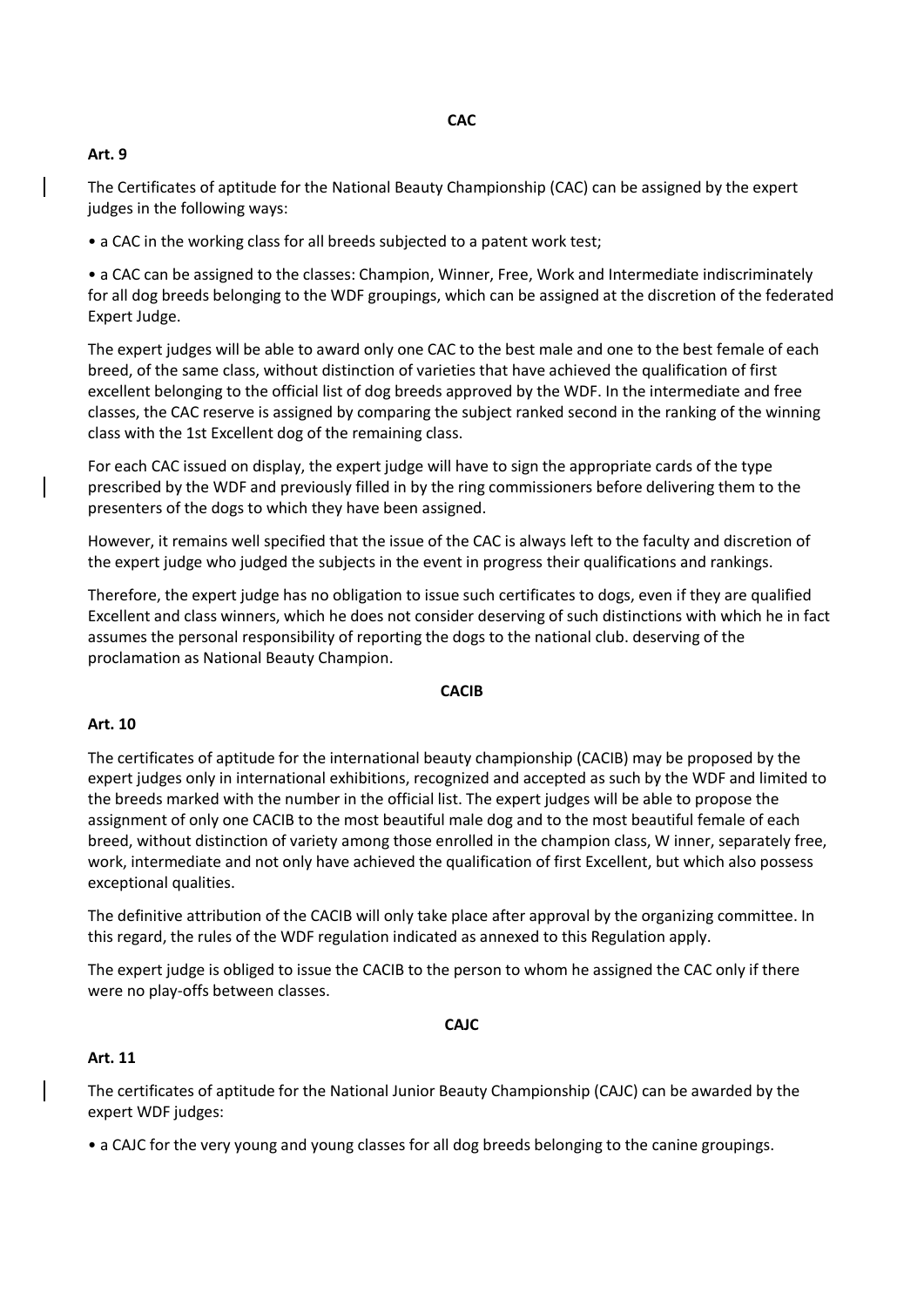## CAC

### Art. 9

The Certificates of aptitude for the National Beauty Championship (CAC) can be assigned by the expert judges in the following ways:

- a CAC in the working class for all breeds subjected to a patent work test;
- a CAC can be assigned to the classes: Champion, Winner, Free, Work and Intermediate indiscriminately for all dog breeds belonging to the WDF groupings, which can be assigned at the discretion of the federated Expert Judge.

The expert judges will be able to award only one CAC to the best male and one to the best female of each breed, of the same class, without distinction of varieties that have achieved the qualification of first excellent belonging to the official list of dog breeds approved by the WDF. In the intermediate and free classes, the CAC reserve is assigned by comparing the subject ranked second in the ranking of the winning class with the 1st Excellent dog of the remaining class.

For each CAC issued on display, the expert judge will have to sign the appropriate cards of the type prescribed by the WDF and previously filled in by the ring commissioners before delivering them to the presenters of the dogs to which they have been assigned.

However, it remains well specified that the issue of the CAC is always left to the faculty and discretion of the expert judge who judged the subjects in the event in progress their qualifications and rankings.

Therefore, the expert judge has no obligation to issue such certificates to dogs, even if they are qualified Excellent and class winners, which he does not consider deserving of such distinctions with which he in fact assumes the personal responsibility of reporting the dogs to the national club. deserving of the proclamation as National Beauty Champion.

## CACIB

### Art. 10

The certificates of aptitude for the international beauty championship (CACIB) may be proposed by the expert judges only in international exhibitions, recognized and accepted as such by the WDF and limited to the breeds marked with the number in the official list. The expert judges will be able to propose the assignment of only one CACIB to the most beautiful male dog and to the most beautiful female of each breed, without distinction of variety among those enrolled in the champion class, W inner, separately free, work, intermediate and not only have achieved the qualification of first Excellent, but which also possess exceptional qualities.

The definitive attribution of the CACIB will only take place after approval by the organizing committee. In this regard, the rules of the WDF regulation indicated as annexed to this Regulation apply.

The expert judge is obliged to issue the CACIB to the person to whom he assigned the CAC only if there were no play-offs between classes.

## CAJC

### Art. 11

The certificates of aptitude for the National Junior Beauty Championship (CAJC) can be awarded by the expert WDF judges:

- a CAJC for the very young and young classes for all dog breeds belonging to the canine groupings.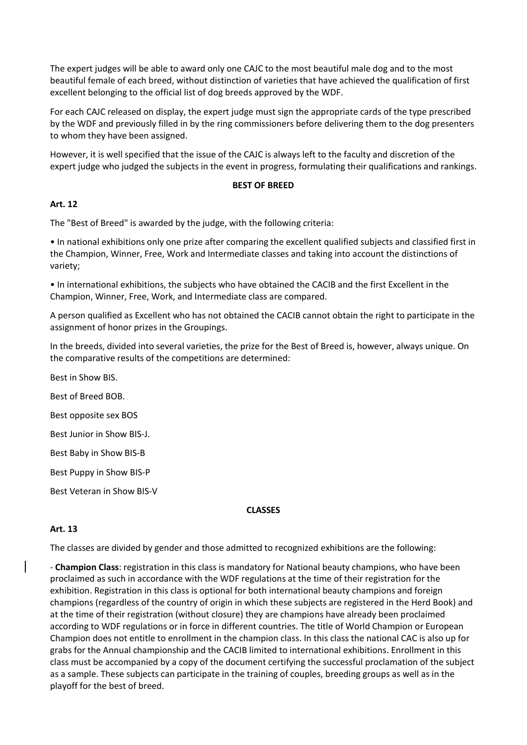The expert judges will be able to award only one CAJC to the most beautiful male dog and to the most beautiful female of each breed, without distinction of varieties that have achieved the qualification of first excellent belonging to the official list of dog breeds approved by the WDF.

For each CAJC released on display, the expert judge must sign the appropriate cards of the type prescribed by the WDF and previously filled in by the ring commissioners before delivering them to the dog presenters to whom they have been assigned.

However, it is well specified that the issue of the CAJC is always left to the faculty and discretion of the expert judge who judged the subjects in the event in progress, formulating their qualifications and rankings.

## BEST OF BREED

**Art. 12**

The "Best of Breed" is awarded by the judge, with the following criteria:

- In national exhibitions only one prize after comparing the excellent qualified subjects and classified first in the Champion, Winner, Free, Work and Intermediate classes and taking into account the distinctions of variety;
- In international exhibitions, the subjects who have obtained the CACIB and the first Excellent in the Champion, Winner, Free, Work, and Intermediate class are compared.

A person qualified as Excellent who has not obtained the CACIB cannot obtain the right to participate in the assignment of honor prizes in the Groupings.

In the breeds, divided into several varieties, the prize for the Best of Breed is, however, always unique. On the comparative results of the competitions are determined:

Best in Show BIS.

Best of Breed BOB.

Best opposite sex BOS

Best Junior in Show BIS-J.

Best Baby in Show BIS-B

Best Puppy in Show BIS-P

Best Veteran in Show BIS-V

## CLASSES

**Art. 13**

The classes are divided by gender and those admitted to recognized exhibitions are the following:

- **Champion Class**: registration in this class is mandatory for National beauty champions, who have been proclaimed as such in accordance with the WDF regulations at the time of their registration for the exhibition. Registration in this class is optional for both international beauty champions and foreign champions (regardless of the country of origin in which these subjects are registered in the Herd Book) and at the time of their registration (without closure) they are champions have already been proclaimed according to WDF regulations or in force in different countries. The title of World Champion or European Champion does not entitle to enrollment in the champion class. In this class the national CAC is also up for grabs for the Annual championship and the CACIB limited to international exhibitions. Enrollment in this class must be accompanied by a copy of the document certifying the successful proclamation of the subject as a sample. These subjects can participate in the training of couples, breeding groups as well as in the playoff for the best of breed.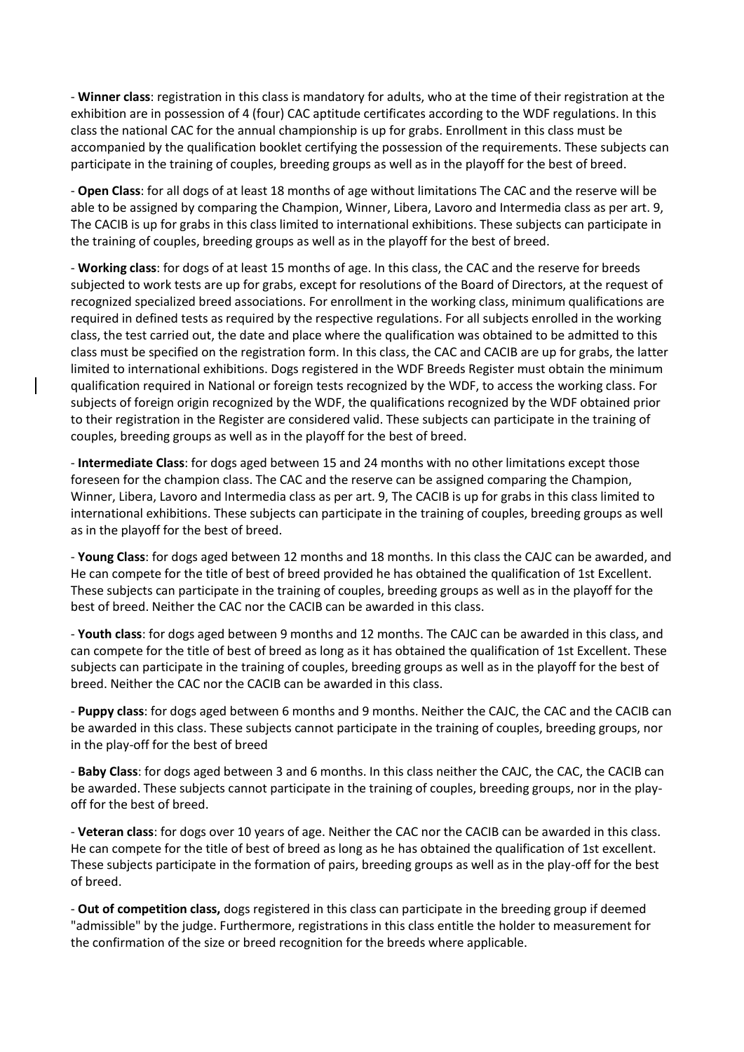- **Winner class**: registration in this class is mandatory for adults, who at the time of their registration at the exhibition are in possession of 4 (four) CAC aptitude certificates according to the WDF regulations. In this class the national CAC for the annual championship is up for grabs. Enrollment in this class must be accompanied by the qualification booklet certifying the possession of the requirements. These subjects can participate in the training of couples, breeding groups as well as in the playoff for the best of breed.

- **Open Class**: for all dogs of at least 18 months of age without limitations The CAC and the reserve will be able to be assigned by comparing the Champion, Winner, Libera, Lavoro and Intermedia class as per art. 9, The CACIB is up for grabs in this class limited to international exhibitions. These subjects can participate in the training of couples, breeding groups as well as in the playoff for the best of breed.

- **Working class**: for dogs of at least 15 months of age. In this class, the CAC and the reserve for breeds subjected to work tests are up for grabs, except for resolutions of the Board of Directors, at the request of recognized specialized breed associations. For enrollment in the working class, minimum qualifications are required in defined tests as required by the respective regulations. For all subjects enrolled in the working class, the test carried out, the date and place where the qualification was obtained to be admitted to this class must be specified on the registration form. In this class, the CAC and CACIB are up for grabs, the latter limited to international exhibitions. Dogs registered in the WDF Breeds Register must obtain the minimum qualification required in National or foreign tests recognized by the WDF, to access the working class. For subjects of foreign origin recognized by the WDF, the qualifications recognized by the WDF obtained prior to their registration in the Register are considered valid. These subjects can participate in the training of couples, breeding groups as well as in the playoff for the best of breed.

- **Intermediate Class**: for dogs aged between 15 and 24 months with no other limitations except those foreseen for the champion class. The CAC and the reserve can be assigned comparing the Champion, Winner, Libera, Lavoro and Intermedia class as per art. 9, The CACIB is up for grabs in this class limited to international exhibitions. These subjects can participate in the training of couples, breeding groups as well as in the playoff for the best of breed.

- **Young Class**: for dogs aged between 12 months and 18 months. In this class the CAJC can be awarded, and He can compete for the title of best of breed provided he has obtained the qualification of 1st Excellent. These subjects can participate in the training of couples, breeding groups as well as in the playoff for the best of breed. Neither the CAC nor the CACIB can be awarded in this class.

- **Youth class**: for dogs aged between 9 months and 12 months. The CAJC can be awarded in this class, and can compete for the title of best of breed as long as it has obtained the qualification of 1st Excellent. These subjects can participate in the training of couples, breeding groups as well as in the playoff for the best of breed. Neither the CAC nor the CACIB can be awarded in this class.

- **Puppy class**: for dogs aged between 6 months and 9 months. Neither the CAJC, the CAC and the CACIB can be awarded in this class. These subjects cannot participate in the training of couples, breeding groups, nor in the play-off for the best of breed

- **Baby Class**: for dogs aged between 3 and 6 months. In this class neither the CAJC, the CAC, the CACIB can be awarded. These subjects cannot participate in the training of couples, breeding groups, nor in the play-off for the best of breed.

- **Veteran class**: for dogs over 10 years of age. Neither the CAC nor the CACIB can be awarded in this class. He can compete for the title of best of breed as long as he has obtained the qualification of 1st excellent. These subjects participate in the formation of pairs, breeding groups as well as in the play-off for the best of breed.

- **Out of competition class,** dogs registered in this class can participate in the breeding group if deemed "admissible" by the judge. Furthermore, registrations in this class entitle the holder to measurement for the confirmation of the size or breed recognition for the breeds where applicable.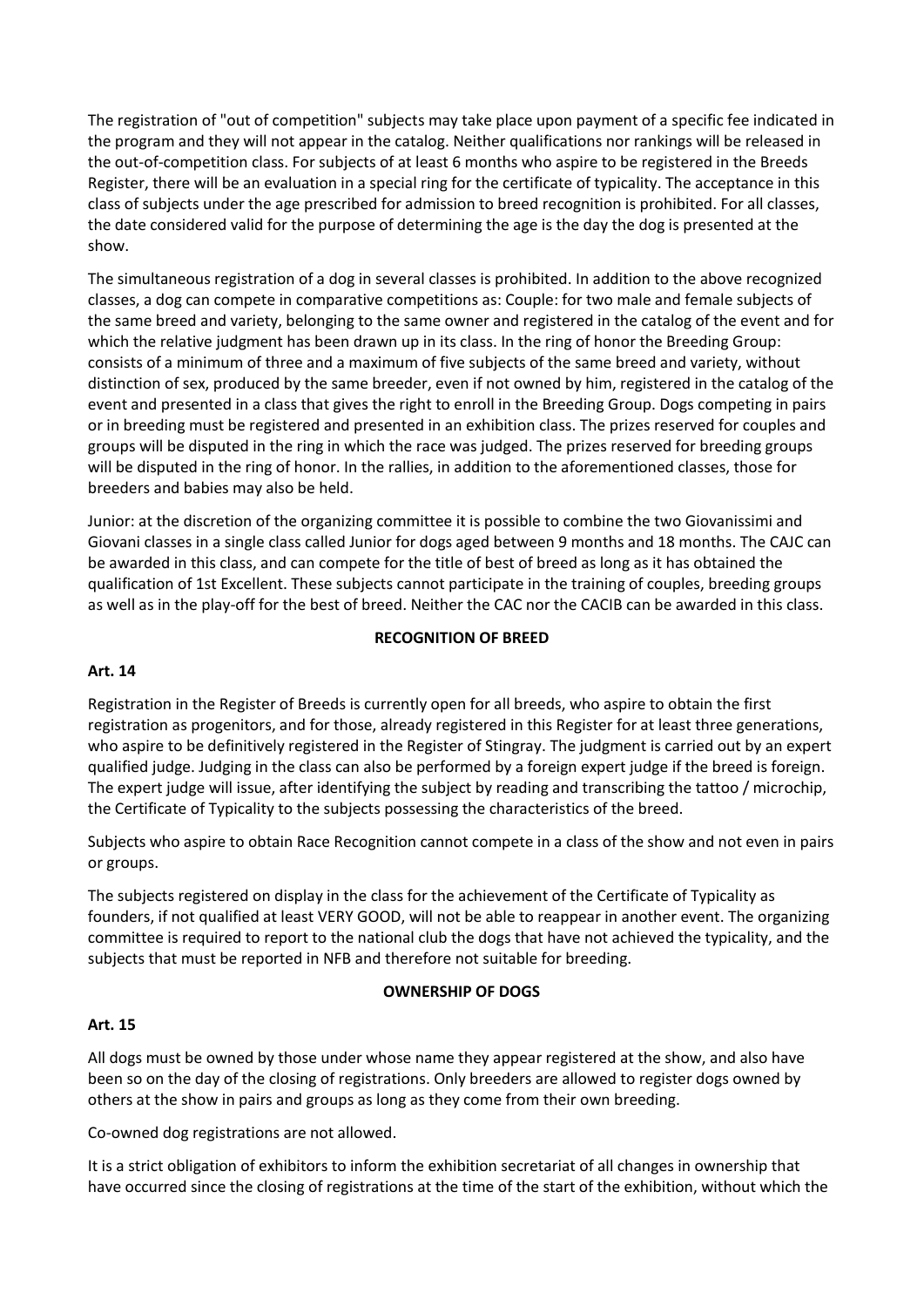The registration of "out of competition" subjects may take place upon payment of a specific fee indicated in the program and they will not appear in the catalog. Neither qualifications nor rankings will be released in the out-of-competition class. For subjects of at least 6 months who aspire to be registered in the Breeds Register, there will be an evaluation in a special ring for the certificate of typicality. The acceptance in this class of subjects under the age prescribed for admission to breed recognition is prohibited. For all classes, the date considered valid for the purpose of determining the age is the day the dog is presented at the show.

The simultaneous registration of a dog in several classes is prohibited. In addition to the above recognized classes, a dog can compete in comparative competitions as: Couple: for two male and female subjects of the same breed and variety, belonging to the same owner and registered in the catalog of the event and for which the relative judgment has been drawn up in its class. In the ring of honor the Breeding Group: consists of a minimum of three and a maximum of five subjects of the same breed and variety, without distinction of sex, produced by the same breeder, even if not owned by him, registered in the catalog of the event and presented in a class that gives the right to enroll in the Breeding Group. Dogs competing in pairs or in breeding must be registered and presented in an exhibition class. The prizes reserved for couples and groups will be disputed in the ring in which the race was judged. The prizes reserved for breeding groups will be disputed in the ring of honor. In the rallies, in addition to the aforementioned classes, those for breeders and babies may also be held.

Junior: at the discretion of the organizing committee it is possible to combine the two Giovanissimi and Giovani classes in a single class called Junior for dogs aged between 9 months and 18 months. The CAJC can be awarded in this class, and can compete for the title of best of breed as long as it has obtained the qualification of 1st Excellent. These subjects cannot participate in the training of couples, breeding groups as well as in the play-off for the best of breed. Neither the CAC nor the CACIB can be awarded in this class.

## RECOGNITION OF BREED

### Art. 14

Registration in the Register of Breeds is currently open for all breeds, who aspire to obtain the first registration as progenitors, and for those, already registered in this Register for at least three generations, who aspire to be definitively registered in the Register of Stingray. The judgment is carried out by an expert qualified judge. Judging in the class can also be performed by a foreign expert judge if the breed is foreign. The expert judge will issue, after identifying the subject by reading and transcribing the tattoo / microchip, the Certificate of Typicality to the subjects possessing the characteristics of the breed.

Subjects who aspire to obtain Race Recognition cannot compete in a class of the show and not even in pairs or groups.

The subjects registered on display in the class for the achievement of the Certificate of Typicality as founders, if not qualified at least VERY GOOD, will not be able to reappear in another event. The organizing committee is required to report to the national club the dogs that have not achieved the typicality, and the subjects that must be reported in NFB and therefore not suitable for breeding.

## OWNERSHIP OF DOGS

### Art. 15

All dogs must be owned by those under whose name they appear registered at the show, and also have been so on the day of the closing of registrations. Only breeders are allowed to register dogs owned by others at the show in pairs and groups as long as they come from their own breeding.

Co-owned dog registrations are not allowed.

It is a strict obligation of exhibitors to inform the exhibition secretariat of all changes in ownership that have occurred since the closing of registrations at the time of the start of the exhibition, without which the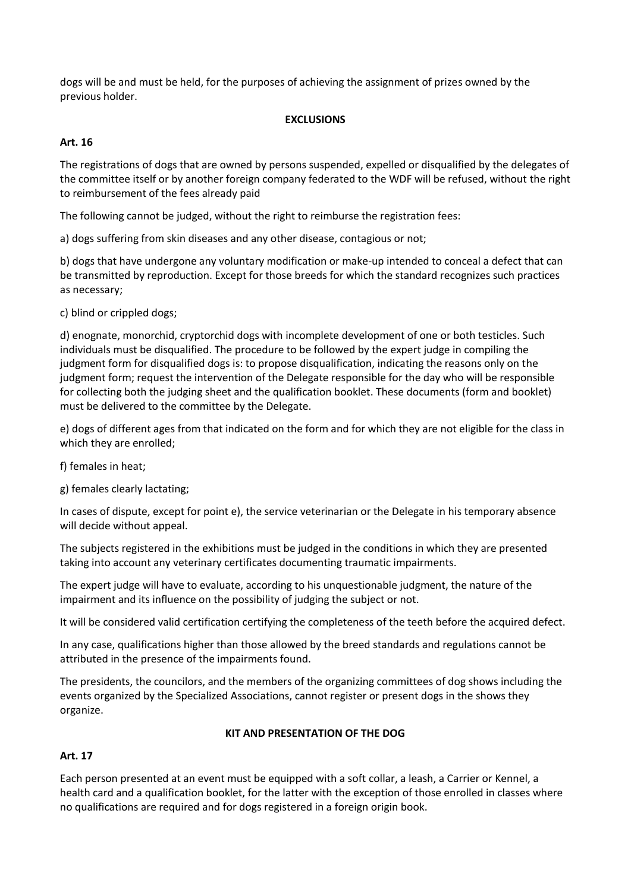dogs will be and must be held, for the purposes of achieving the assignment of prizes owned by the previous holder.

## EXCLUSIONS

**Art. 16**

The registrations of dogs that are owned by persons suspended, expelled or disqualified by the delegates of the committee itself or by another foreign company federated to the WDF will be refused, without the right to reimbursement of the fees already paid

The following cannot be judged, without the right to reimburse the registration fees:

a) dogs suffering from skin diseases and any other disease, contagious or not;

b) dogs that have undergone any voluntary modification or make-up intended to conceal a defect that can be transmitted by reproduction. Except for those breeds for which the standard recognizes such practices as necessary;

c) blind or crippled dogs;

d) enognate, monorchid, cryptorchid dogs with incomplete development of one or both testicles. Such individuals must be disqualified. The procedure to be followed by the expert judge in compiling the judgment form for disqualified dogs is: to propose disqualification, indicating the reasons only on the judgment form; request the intervention of the Delegate responsible for the day who will be responsible for collecting both the judging sheet and the qualification booklet. These documents (form and booklet) must be delivered to the committee by the Delegate.

e) dogs of different ages from that indicated on the form and for which they are not eligible for the class in which they are enrolled;

f) females in heat;

g) females clearly lactating;

In cases of dispute, except for point e), the service veterinarian or the Delegate in his temporary absence will decide without appeal.

The subjects registered in the exhibitions must be judged in the conditions in which they are presented taking into account any veterinary certificates documenting traumatic impairments.

The expert judge will have to evaluate, according to his unquestionable judgment, the nature of the impairment and its influence on the possibility of judging the subject or not.

It will be considered valid certification certifying the completeness of the teeth before the acquired defect.

In any case, qualifications higher than those allowed by the breed standards and regulations cannot be attributed in the presence of the impairments found.

The presidents, the councilors, and the members of the organizing committees of dog shows including the events organized by the Specialized Associations, cannot register or present dogs in the shows they organize.

## KIT AND PRESENTATION OF THE DOG

**Art. 17**

Each person presented at an event must be equipped with a soft collar, a leash, a Carrier or Kennel, a health card and a qualification booklet, for the latter with the exception of those enrolled in classes where no qualifications are required and for dogs registered in a foreign origin book.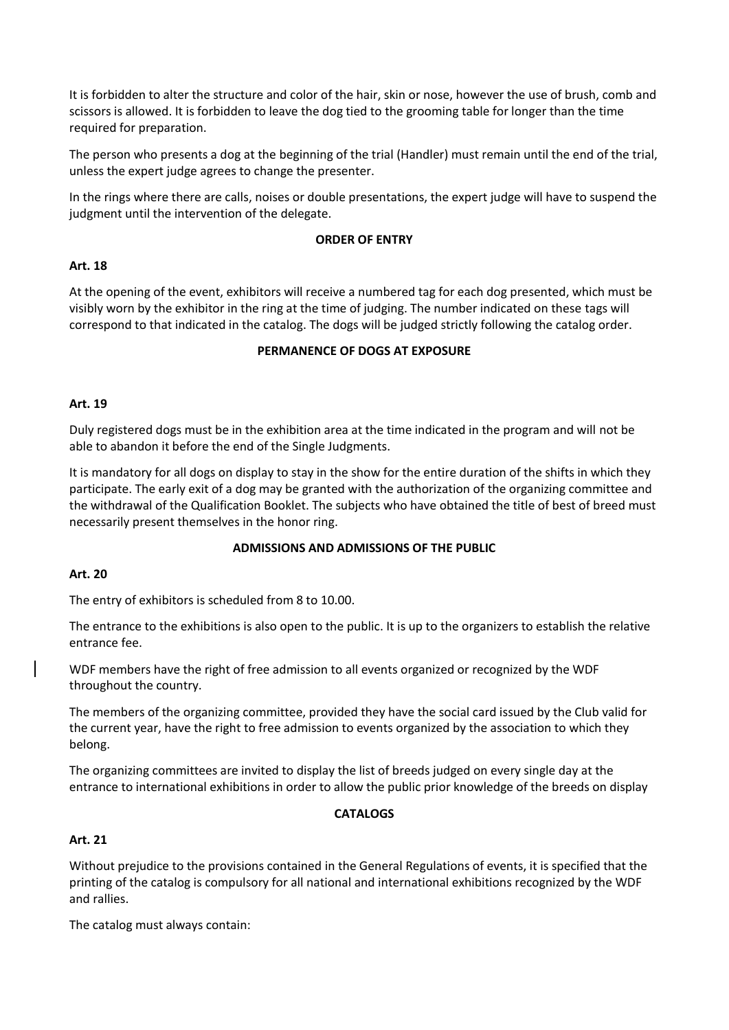It is forbidden to alter the structure and color of the hair, skin or nose, however the use of brush, comb and scissors is allowed. It is forbidden to leave the dog tied to the grooming table for longer than the time required for preparation.

The person who presents a dog at the beginning of the trial (Handler) must remain until the end of the trial, unless the expert judge agrees to change the presenter.

In the rings where there are calls, noises or double presentations, the expert judge will have to suspend the judgment until the intervention of the delegate.

**ORDER OF ENTRY**

**Art. 18**

At the opening of the event, exhibitors will receive a numbered tag for each dog presented, which must be visibly worn by the exhibitor in the ring at the time of judging. The number indicated on these tags will correspond to that indicated in the catalog. The dogs will be judged strictly following the catalog order.

**PERMANENCE OF DOGS AT EXPOSURE**

**Art. 19**

Duly registered dogs must be in the exhibition area at the time indicated in the program and will not be able to abandon it before the end of the Single Judgments.

It is mandatory for all dogs on display to stay in the show for the entire duration of the shifts in which they participate. The early exit of a dog may be granted with the authorization of the organizing committee and the withdrawal of the Qualification Booklet. The subjects who have obtained the title of best of breed must necessarily present themselves in the honor ring.

**ADMISSIONS AND ADMISSIONS OF THE PUBLIC**

**Art. 20**

The entry of exhibitors is scheduled from 8 to 10.00.

The entrance to the exhibitions is also open to the public. It is up to the organizers to establish the relative entrance fee.

WDF members have the right of free admission to all events organized or recognized by the WDF throughout the country.

The members of the organizing committee, provided they have the social card issued by the Club valid for the current year, have the right to free admission to events organized by the association to which they belong.

The organizing committees are invited to display the list of breeds judged on every single day at the entrance to international exhibitions in order to allow the public prior knowledge of the breeds on display

**CATALOGS**

**Art. 21**

Without prejudice to the provisions contained in the General Regulations of events, it is specified that the printing of the catalog is compulsory for all national and international exhibitions recognized by the WDF and rallies.

The catalog must always contain: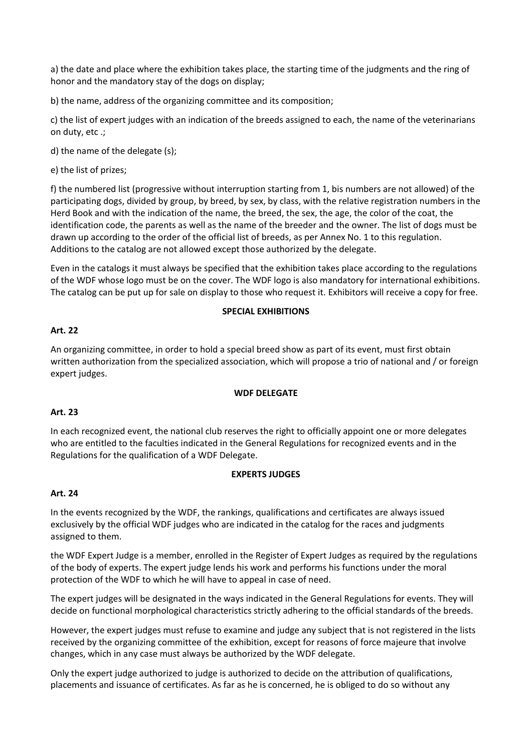a) the date and place where the exhibition takes place, the starting time of the judgments and the ring of honor and the mandatory stay of the dogs on display;

b) the name, address of the organizing committee and its composition;

c) the list of expert judges with an indication of the breeds assigned to each, the name of the veterinarians on duty, etc .;

d) the name of the delegate (s);

e) the list of prizes;

f) the numbered list (progressive without interruption starting from 1, bis numbers are not allowed) of the participating dogs, divided by group, by breed, by sex, by class, with the relative registration numbers in the Herd Book and with the indication of the name, the breed, the sex, the age, the color of the coat, the identification code, the parents as well as the name of the breeder and the owner. The list of dogs must be drawn up according to the order of the official list of breeds, as per Annex No. 1 to this regulation. Additions to the catalog are not allowed except those authorized by the delegate.

Even in the catalogs it must always be specified that the exhibition takes place according to the regulations of the WDF whose logo must be on the cover. The WDF logo is also mandatory for international exhibitions. The catalog can be put up for sale on display to those who request it. Exhibitors will receive a copy for free.

## SPECIAL EXHIBITIONS

**Art. 22**

An organizing committee, in order to hold a special breed show as part of its event, must first obtain written authorization from the specialized association, which will propose a trio of national and / or foreign expert judges.

## WDF DELEGATE

**Art. 23**

In each recognized event, the national club reserves the right to officially appoint one or more delegates who are entitled to the faculties indicated in the General Regulations for recognized events and in the Regulations for the qualification of a WDF Delegate.

## EXPERTS JUDGES

**Art. 24**

In the events recognized by the WDF, the rankings, qualifications and certificates are always issued exclusively by the official WDF judges who are indicated in the catalog for the races and judgments assigned to them.

the WDF Expert Judge is a member, enrolled in the Register of Expert Judges as required by the regulations of the body of experts. The expert judge lends his work and performs his functions under the moral protection of the WDF to which he will have to appeal in case of need.

The expert judges will be designated in the ways indicated in the General Regulations for events. They will decide on functional morphological characteristics strictly adhering to the official standards of the breeds.

However, the expert judges must refuse to examine and judge any subject that is not registered in the lists received by the organizing committee of the exhibition, except for reasons of force majeure that involve changes, which in any case must always be authorized by the WDF delegate.

Only the expert judge authorized to judge is authorized to decide on the attribution of qualifications, placements and issuance of certificates. As far as he is concerned, he is obliged to do so without any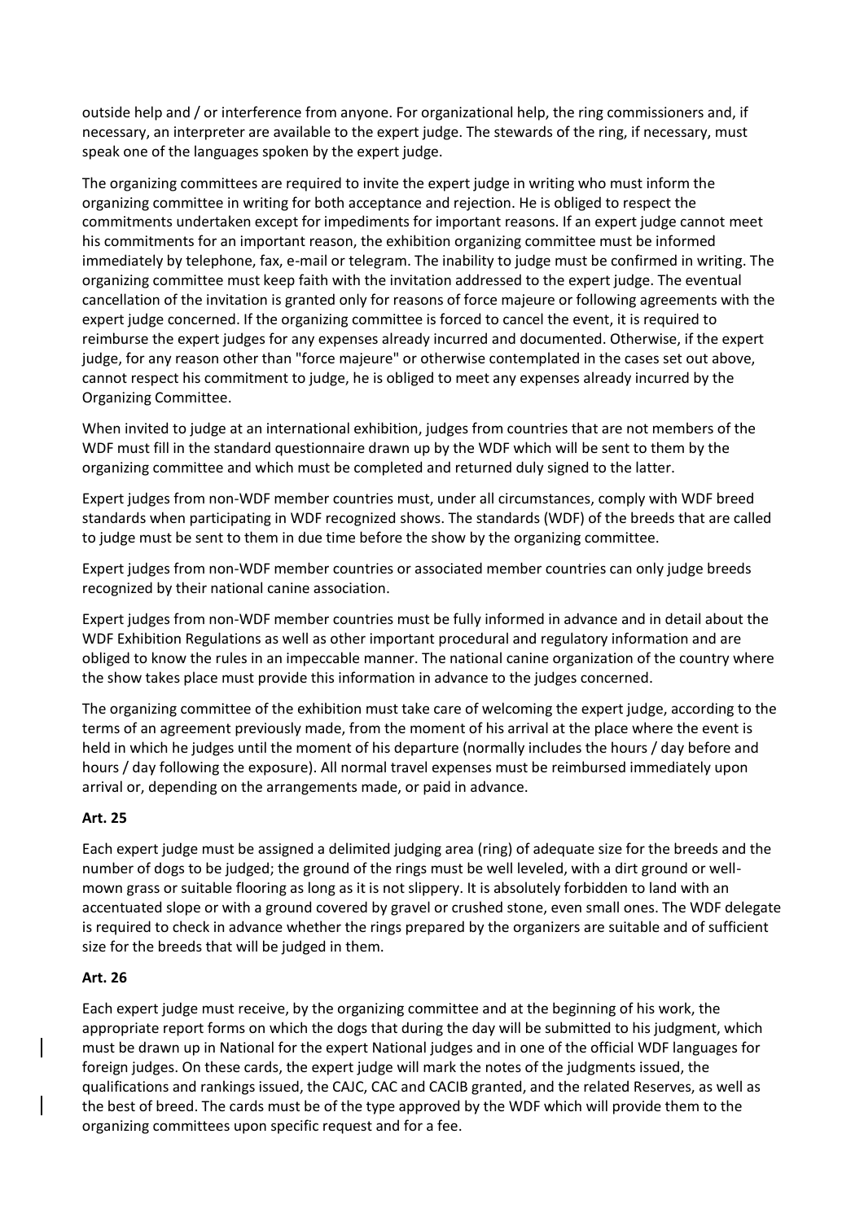outside help and / or interference from anyone. For organizational help, the ring commissioners and, if necessary, an interpreter are available to the expert judge. The stewards of the ring, if necessary, must speak one of the languages spoken by the expert judge.

The organizing committees are required to invite the expert judge in writing who must inform the organizing committee in writing for both acceptance and rejection. He is obliged to respect the commitments undertaken except for impediments for important reasons. If an expert judge cannot meet his commitments for an important reason, the exhibition organizing committee must be informed immediately by telephone, fax, e-mail or telegram. The inability to judge must be confirmed in writing. The organizing committee must keep faith with the invitation addressed to the expert judge. The eventual cancellation of the invitation is granted only for reasons of force majeure or following agreements with the expert judge concerned. If the organizing committee is forced to cancel the event, it is required to reimburse the expert judges for any expenses already incurred and documented. Otherwise, if the expert judge, for any reason other than "force majeure" or otherwise contemplated in the cases set out above, cannot respect his commitment to judge, he is obliged to meet any expenses already incurred by the Organizing Committee.

When invited to judge at an international exhibition, judges from countries that are not members of the WDF must fill in the standard questionnaire drawn up by the WDF which will be sent to them by the organizing committee and which must be completed and returned duly signed to the latter.

Expert judges from non-WDF member countries must, under all circumstances, comply with WDF breed standards when participating in WDF recognized shows. The standards (WDF) of the breeds that are called to judge must be sent to them in due time before the show by the organizing committee.

Expert judges from non-WDF member countries or associated member countries can only judge breeds recognized by their national canine association.

Expert judges from non-WDF member countries must be fully informed in advance and in detail about the WDF Exhibition Regulations as well as other important procedural and regulatory information and are obliged to know the rules in an impeccable manner. The national canine organization of the country where the show takes place must provide this information in advance to the judges concerned.

The organizing committee of the exhibition must take care of welcoming the expert judge, according to the terms of an agreement previously made, from the moment of his arrival at the place where the event is held in which he judges until the moment of his departure (normally includes the hours / day before and hours / day following the exposure). All normal travel expenses must be reimbursed immediately upon arrival or, depending on the arrangements made, or paid in advance.

**Art. 25**

Each expert judge must be assigned a delimited judging area (ring) of adequate size for the breeds and the number of dogs to be judged; the ground of the rings must be well leveled, with a dirt ground or well-mown grass or suitable flooring as long as it is not slippery. It is absolutely forbidden to land with an accentuated slope or with a ground covered by gravel or crushed stone, even small ones. The WDF delegate is required to check in advance whether the rings prepared by the organizers are suitable and of sufficient size for the breeds that will be judged in them.

**Art. 26**

Each expert judge must receive, by the organizing committee and at the beginning of his work, the appropriate report forms on which the dogs that during the day will be submitted to his judgment, which must be drawn up in National for the expert National judges and in one of the official WDF languages for foreign judges. On these cards, the expert judge will mark the notes of the judgments issued, the qualifications and rankings issued, the CAJC, CAC and CACIB granted, and the related Reserves, as well as the best of breed. The cards must be of the type approved by the WDF which will provide them to the organizing committees upon specific request and for a fee.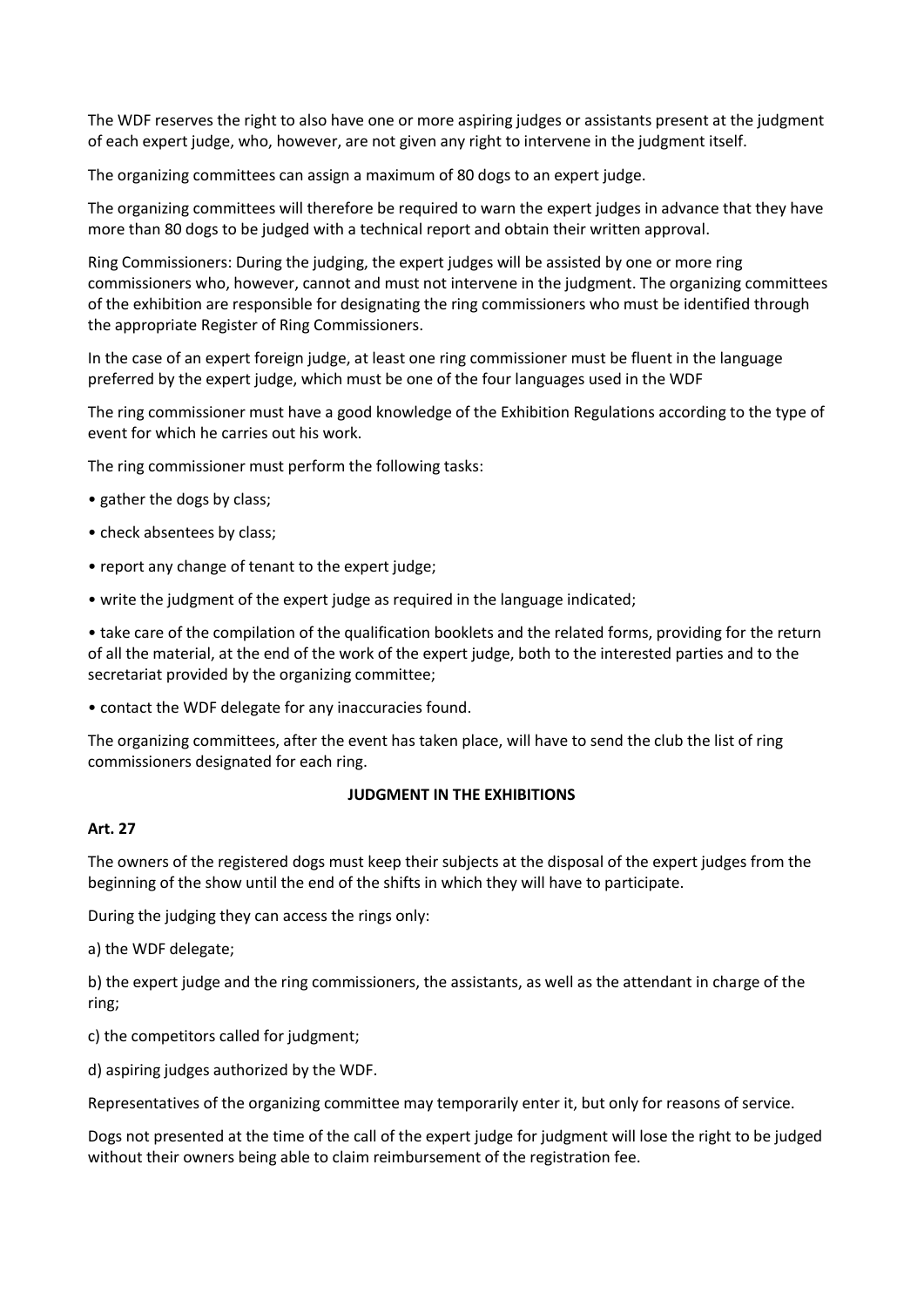The WDF reserves the right to also have one or more aspiring judges or assistants present at the judgment of each expert judge, who, however, are not given any right to intervene in the judgment itself.

The organizing committees can assign a maximum of 80 dogs to an expert judge.

The organizing committees will therefore be required to warn the expert judges in advance that they have more than 80 dogs to be judged with a technical report and obtain their written approval.

Ring Commissioners: During the judging, the expert judges will be assisted by one or more ring commissioners who, however, cannot and must not intervene in the judgment. The organizing committees of the exhibition are responsible for designating the ring commissioners who must be identified through the appropriate Register of Ring Commissioners.

In the case of an expert foreign judge, at least one ring commissioner must be fluent in the language preferred by the expert judge, which must be one of the four languages used in the WDF

The ring commissioner must have a good knowledge of the Exhibition Regulations according to the type of event for which he carries out his work.

The ring commissioner must perform the following tasks:

- gather the dogs by class;
- check absentees by class;
- report any change of tenant to the expert judge;
- write the judgment of the expert judge as required in the language indicated;
- take care of the compilation of the qualification booklets and the related forms, providing for the return of all the material, at the end of the work of the expert judge, both to the interested parties and to the secretariat provided by the organizing committee;
- contact the WDF delegate for any inaccuracies found.

The organizing committees, after the event has taken place, will have to send the club the list of ring commissioners designated for each ring.

## JUDGMENT IN THE EXHIBITIONS

### Art. 27

The owners of the registered dogs must keep their subjects at the disposal of the expert judges from the beginning of the show until the end of the shifts in which they will have to participate.

During the judging they can access the rings only:

a) the WDF delegate;

b) the expert judge and the ring commissioners, the assistants, as well as the attendant in charge of the ring;

c) the competitors called for judgment;

d) aspiring judges authorized by the WDF.

Representatives of the organizing committee may temporarily enter it, but only for reasons of service.

Dogs not presented at the time of the call of the expert judge for judgment will lose the right to be judged without their owners being able to claim reimbursement of the registration fee.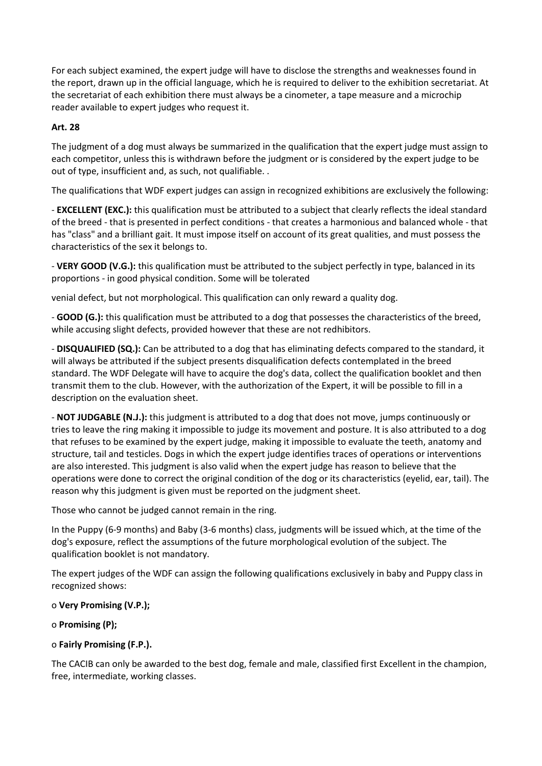For each subject examined, the expert judge will have to disclose the strengths and weaknesses found in the report, drawn up in the official language, which he is required to deliver to the exhibition secretariat. At the secretariat of each exhibition there must always be a cinometer, a tape measure and a microchip reader available to expert judges who request it.

**Art. 28**

The judgment of a dog must always be summarized in the qualification that the expert judge must assign to each competitor, unless this is withdrawn before the judgment or is considered by the expert judge to be out of type, insufficient and, as such, not qualifiable. .

The qualifications that WDF expert judges can assign in recognized exhibitions are exclusively the following:

- **EXCELLENT (EXC.):** this qualification must be attributed to a subject that clearly reflects the ideal standard of the breed - that is presented in perfect conditions - that creates a harmonious and balanced whole - that has "class" and a brilliant gait. It must impose itself on account of its great qualities, and must possess the characteristics of the sex it belongs to.

- **VERY GOOD (V.G.):** this qualification must be attributed to the subject perfectly in type, balanced in its proportions - in good physical condition. Some will be tolerated

venial defect, but not morphological. This qualification can only reward a quality dog.

- **GOOD (G.):** this qualification must be attributed to a dog that possesses the characteristics of the breed, while accusing slight defects, provided however that these are not redhibitors.

- **DISQUALIFIED (SQ.):** Can be attributed to a dog that has eliminating defects compared to the standard, it will always be attributed if the subject presents disqualification defects contemplated in the breed standard. The WDF Delegate will have to acquire the dog's data, collect the qualification booklet and then transmit them to the club. However, with the authorization of the Expert, it will be possible to fill in a description on the evaluation sheet.

- **NOT JUDGABLE (N.J.):** this judgment is attributed to a dog that does not move, jumps continuously or tries to leave the ring making it impossible to judge its movement and posture. It is also attributed to a dog that refuses to be examined by the expert judge, making it impossible to evaluate the teeth, anatomy and structure, tail and testicles. Dogs in which the expert judge identifies traces of operations or interventions are also interested. This judgment is also valid when the expert judge has reason to believe that the operations were done to correct the original condition of the dog or its characteristics (eyelid, ear, tail). The reason why this judgment is given must be reported on the judgment sheet.

Those who cannot be judged cannot remain in the ring.

In the Puppy (6-9 months) and Baby (3-6 months) class, judgments will be issued which, at the time of the dog's exposure, reflect the assumptions of the future morphological evolution of the subject. The qualification booklet is not mandatory.

The expert judges of the WDF can assign the following qualifications exclusively in baby and Puppy class in recognized shows:

- **Very Promising (V.P.);**
- **Promising (P);**
- **Fairly Promising (F.P.).**

The CACIB can only be awarded to the best dog, female and male, classified first Excellent in the champion, free, intermediate, working classes.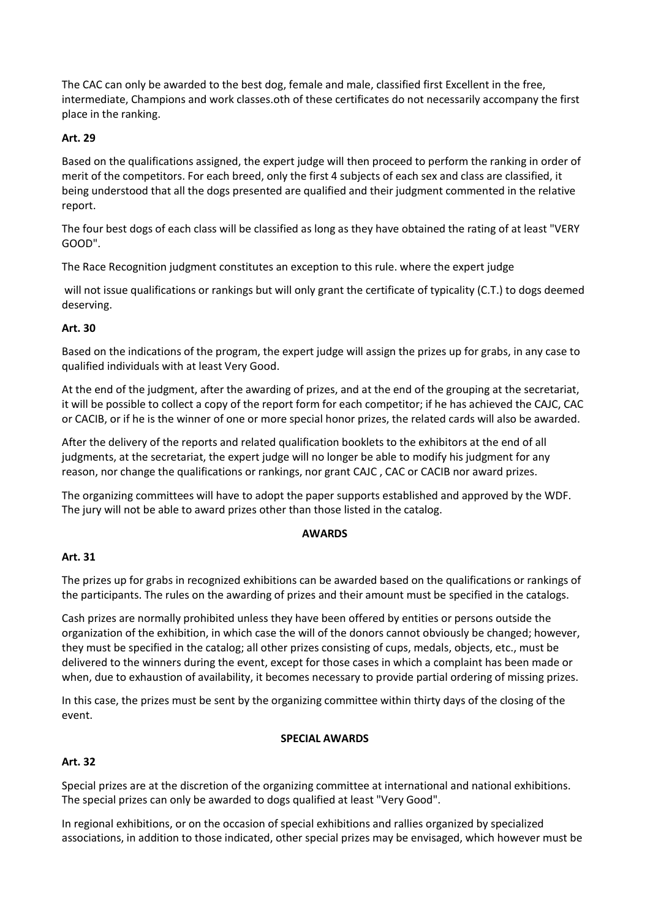The CAC can only be awarded to the best dog, female and male, classified first Excellent in the free, intermediate, Champions and work classes.oth of these certificates do not necessarily accompany the first place in the ranking.

**Art. 29**

Based on the qualifications assigned, the expert judge will then proceed to perform the ranking in order of merit of the competitors. For each breed, only the first 4 subjects of each sex and class are classified, it being understood that all the dogs presented are qualified and their judgment commented in the relative report.

The four best dogs of each class will be classified as long as they have obtained the rating of at least "VERY GOOD".

The Race Recognition judgment constitutes an exception to this rule. where the expert judge

will not issue qualifications or rankings but will only grant the certificate of typicality (C.T.) to dogs deemed deserving.

**Art. 30**

Based on the indications of the program, the expert judge will assign the prizes up for grabs, in any case to qualified individuals with at least Very Good.

At the end of the judgment, after the awarding of prizes, and at the end of the grouping at the secretariat, it will be possible to collect a copy of the report form for each competitor; if he has achieved the CAJC, CAC or CACIB, or if he is the winner of one or more special honor prizes, the related cards will also be awarded.

After the delivery of the reports and related qualification booklets to the exhibitors at the end of all judgments, at the secretariat, the expert judge will no longer be able to modify his judgment for any reason, nor change the qualifications or rankings, nor grant CAJC , CAC or CACIB nor award prizes.

The organizing committees will have to adopt the paper supports established and approved by the WDF. The jury will not be able to award prizes other than those listed in the catalog.

**AWARDS**

**Art. 31**

The prizes up for grabs in recognized exhibitions can be awarded based on the qualifications or rankings of the participants. The rules on the awarding of prizes and their amount must be specified in the catalogs.

Cash prizes are normally prohibited unless they have been offered by entities or persons outside the organization of the exhibition, in which case the will of the donors cannot obviously be changed; however, they must be specified in the catalog; all other prizes consisting of cups, medals, objects, etc., must be delivered to the winners during the event, except for those cases in which a complaint has been made or when, due to exhaustion of availability, it becomes necessary to provide partial ordering of missing prizes.

In this case, the prizes must be sent by the organizing committee within thirty days of the closing of the event.

**SPECIAL AWARDS**

**Art. 32**

Special prizes are at the discretion of the organizing committee at international and national exhibitions. The special prizes can only be awarded to dogs qualified at least "Very Good".

In regional exhibitions, or on the occasion of special exhibitions and rallies organized by specialized associations, in addition to those indicated, other special prizes may be envisaged, which however must be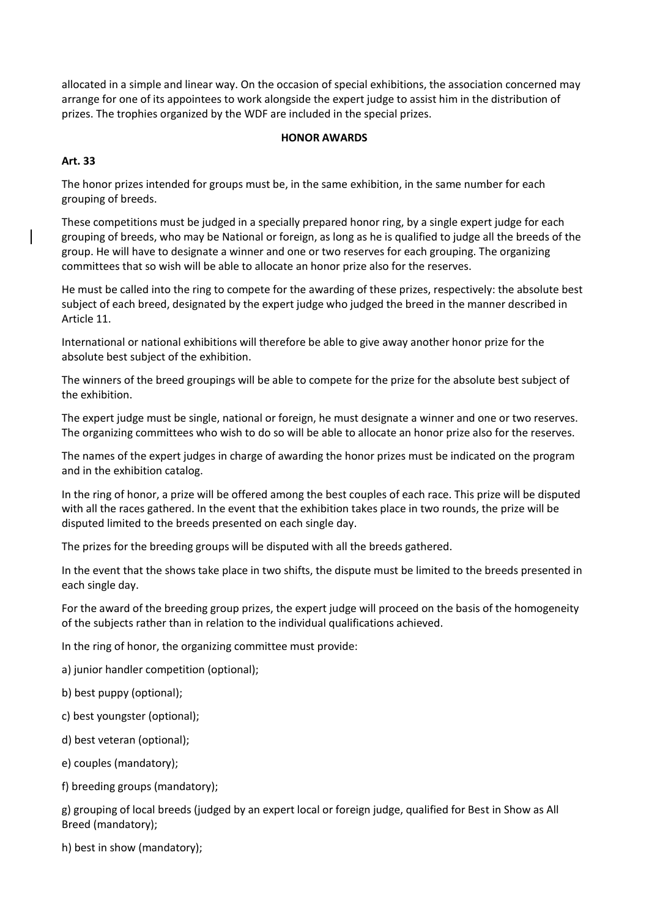allocated in a simple and linear way. On the occasion of special exhibitions, the association concerned may arrange for one of its appointees to work alongside the expert judge to assist him in the distribution of prizes. The trophies organized by the WDF are included in the special prizes.

**HONOR AWARDS**

**Art. 33**

The honor prizes intended for groups must be, in the same exhibition, in the same number for each grouping of breeds.

These competitions must be judged in a specially prepared honor ring, by a single expert judge for each grouping of breeds, who may be National or foreign, as long as he is qualified to judge all the breeds of the group. He will have to designate a winner and one or two reserves for each grouping. The organizing committees that so wish will be able to allocate an honor prize also for the reserves.

He must be called into the ring to compete for the awarding of these prizes, respectively: the absolute best subject of each breed, designated by the expert judge who judged the breed in the manner described in Article 11.

International or national exhibitions will therefore be able to give away another honor prize for the absolute best subject of the exhibition.

The winners of the breed groupings will be able to compete for the prize for the absolute best subject of the exhibition.

The expert judge must be single, national or foreign, he must designate a winner and one or two reserves. The organizing committees who wish to do so will be able to allocate an honor prize also for the reserves.

The names of the expert judges in charge of awarding the honor prizes must be indicated on the program and in the exhibition catalog.

In the ring of honor, a prize will be offered among the best couples of each race. This prize will be disputed with all the races gathered. In the event that the exhibition takes place in two rounds, the prize will be disputed limited to the breeds presented on each single day.

The prizes for the breeding groups will be disputed with all the breeds gathered.

In the event that the shows take place in two shifts, the dispute must be limited to the breeds presented in each single day.

For the award of the breeding group prizes, the expert judge will proceed on the basis of the homogeneity of the subjects rather than in relation to the individual qualifications achieved.

In the ring of honor, the organizing committee must provide:

a) junior handler competition (optional);

b) best puppy (optional);

c) best youngster (optional);

d) best veteran (optional);

e) couples (mandatory);

f) breeding groups (mandatory);

g) grouping of local breeds (judged by an expert local or foreign judge, qualified for Best in Show as All Breed (mandatory);

h) best in show (mandatory);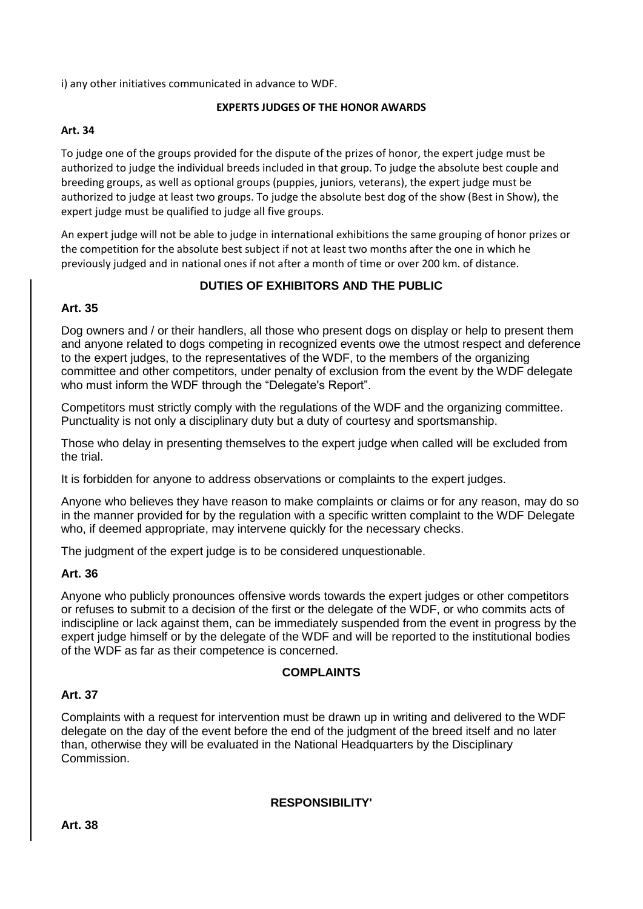i) any other initiatives communicated in advance to WDF.

### EXPERTS JUDGES OF THE HONOR AWARDS

**Art. 34**

To judge one of the groups provided for the dispute of the prizes of honor, the expert judge must be authorized to judge the individual breeds included in that group. To judge the absolute best couple and breeding groups, as well as optional groups (puppies, juniors, veterans), the expert judge must be authorized to judge at least two groups. To judge the absolute best dog of the show (Best in Show), the expert judge must be qualified to judge all five groups.

An expert judge will not be able to judge in international exhibitions the same grouping of honor prizes or the competition for the absolute best subject if not at least two months after the one in which he previously judged and in national ones if not after a month of time or over 200 km. of distance.

### DUTIES OF EXHIBITORS AND THE PUBLIC

**Art. 35**

Dog owners and / or their handlers, all those who present dogs on display or help to present them and anyone related to dogs competing in recognized events owe the utmost respect and deference to the expert judges, to the representatives of the WDF, to the members of the organizing committee and other competitors, under penalty of exclusion from the event by the WDF delegate who must inform the WDF through the "Delegate's Report".

Competitors must strictly comply with the regulations of the WDF and the organizing committee. Punctuality is not only a disciplinary duty but a duty of courtesy and sportsmanship.

Those who delay in presenting themselves to the expert judge when called will be excluded from the trial.

It is forbidden for anyone to address observations or complaints to the expert judges.

Anyone who believes they have reason to make complaints or claims or for any reason, may do so in the manner provided for by the regulation with a specific written complaint to the WDF Delegate who, if deemed appropriate, may intervene quickly for the necessary checks.

The judgment of the expert judge is to be considered unquestionable.

**Art. 36**

Anyone who publicly pronounces offensive words towards the expert judges or other competitors or refuses to submit to a decision of the first or the delegate of the WDF, or who commits acts of indiscipline or lack against them, can be immediately suspended from the event in progress by the expert judge himself or by the delegate of the WDF and will be reported to the institutional bodies of the WDF as far as their competence is concerned.

### COMPLAINTS

**Art. 37**

Complaints with a request for intervention must be drawn up in writing and delivered to the WDF delegate on the day of the event before the end of the judgment of the breed itself and no later than, otherwise they will be evaluated in the National Headquarters by the Disciplinary Commission.

### RESPONSIBILITY'

**Art. 38**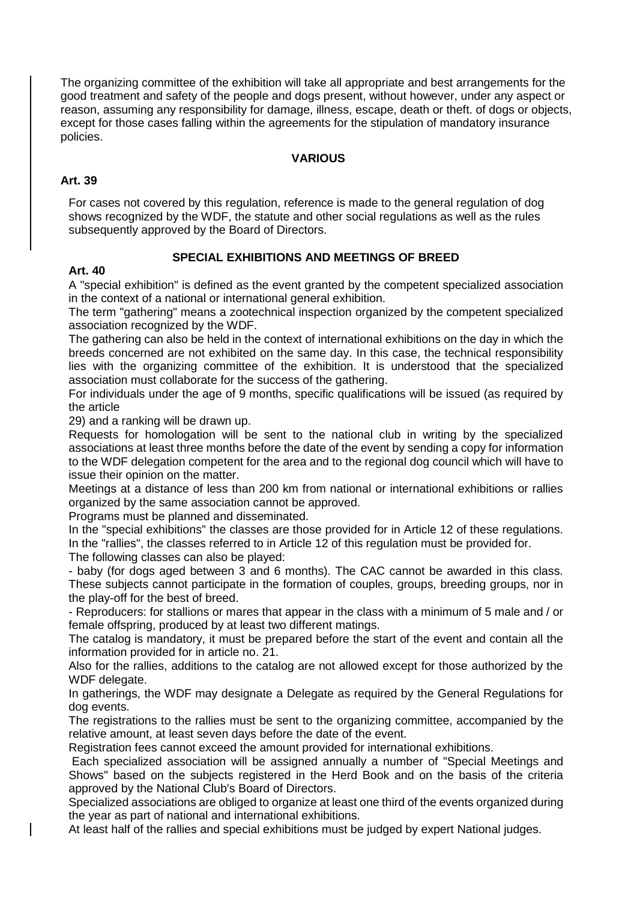The organizing committee of the exhibition will take all appropriate and best arrangements for the good treatment and safety of the people and dogs present, without however, under any aspect or reason, assuming any responsibility for damage, illness, escape, death or theft. of dogs or objects, except for those cases falling within the agreements for the stipulation of mandatory insurance policies.

## VARIOUS

### Art. 39

For cases not covered by this regulation, reference is made to the general regulation of dog shows recognized by the WDF, the statute and other social regulations as well as the rules subsequently approved by the Board of Directors.

## SPECIAL EXHIBITIONS AND MEETINGS OF BREED

### Art. 40

A "special exhibition" is defined as the event granted by the competent specialized association in the context of a national or international general exhibition.

The term "gathering" means a zootechnical inspection organized by the competent specialized association recognized by the WDF.

The gathering can also be held in the context of international exhibitions on the day in which the breeds concerned are not exhibited on the same day. In this case, the technical responsibility lies with the organizing committee of the exhibition. It is understood that the specialized association must collaborate for the success of the gathering.

For individuals under the age of 9 months, specific qualifications will be issued (as required by the article 29) and a ranking will be drawn up.

Requests for homologation will be sent to the national club in writing by the specialized associations at least three months before the date of the event by sending a copy for information to the WDF delegation competent for the area and to the regional dog council which will have to issue their opinion on the matter.

Meetings at a distance of less than 200 km from national or international exhibitions or rallies organized by the same association cannot be approved.

Programs must be planned and disseminated.

In the "special exhibitions" the classes are those provided for in Article 12 of these regulations. In the "rallies", the classes referred to in Article 12 of this regulation must be provided for.

The following classes can also be played:

- baby (for dogs aged between 3 and 6 months). The CAC cannot be awarded in this class. These subjects cannot participate in the formation of couples, groups, breeding groups, nor in the play-off for the best of breed.
- Reproducers: for stallions or mares that appear in the class with a minimum of 5 male and / or female offspring, produced by at least two different matings.

The catalog is mandatory, it must be prepared before the start of the event and contain all the information provided for in article no. 21.

Also for the rallies, additions to the catalog are not allowed except for those authorized by the WDF delegate.

In gatherings, the WDF may designate a Delegate as required by the General Regulations for dog events.

The registrations to the rallies must be sent to the organizing committee, accompanied by the relative amount, at least seven days before the date of the event.

Registration fees cannot exceed the amount provided for international exhibitions.

Each specialized association will be assigned annually a number of "Special Meetings and Shows" based on the subjects registered in the Herd Book and on the basis of the criteria approved by the National Club's Board of Directors.

Specialized associations are obliged to organize at least one third of the events organized during the year as part of national and international exhibitions.

At least half of the rallies and special exhibitions must be judged by expert National judges.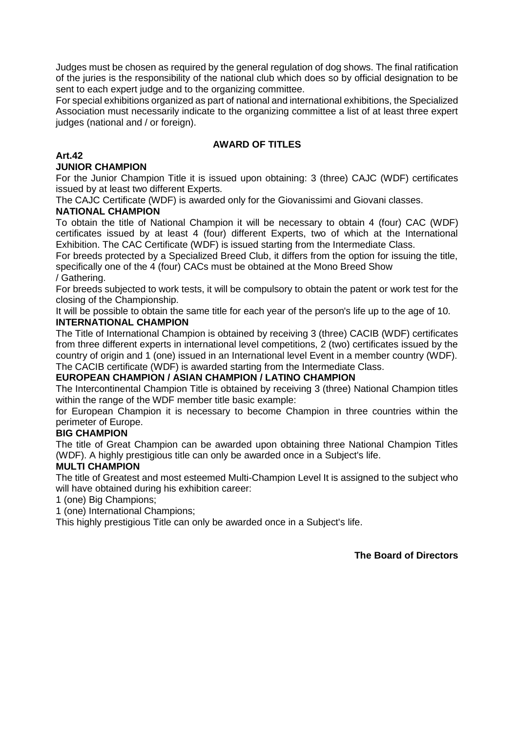Judges must be chosen as required by the general regulation of dog shows. The final ratification of the juries is the responsibility of the national club which does so by official designation to be sent to each expert judge and to the organizing committee.

For special exhibitions organized as part of national and international exhibitions, the Specialized Association must necessarily indicate to the organizing committee a list of at least three expert judges (national and / or foreign).

## AWARD OF TITLES

### Art.42

**JUNIOR CHAMPION**

For the Junior Champion Title it is issued upon obtaining: 3 (three) CAJC (WDF) certificates issued by at least two different Experts.

The CAJC Certificate (WDF) is awarded only for the Giovanissimi and Giovani classes.

**NATIONAL CHAMPION**

To obtain the title of National Champion it will be necessary to obtain 4 (four) CAC (WDF) certificates issued by at least 4 (four) different Experts, two of which at the International Exhibition. The CAC Certificate (WDF) is issued starting from the Intermediate Class.

For breeds protected by a Specialized Breed Club, it differs from the option for issuing the title, specifically one of the 4 (four) CACs must be obtained at the Mono Breed Show / Gathering.

For breeds subjected to work tests, it will be compulsory to obtain the patent or work test for the closing of the Championship.

It will be possible to obtain the same title for each year of the person's life up to the age of 10.

**INTERNATIONAL CHAMPION**

The Title of International Champion is obtained by receiving 3 (three) CACIB (WDF) certificates from three different experts in international level competitions, 2 (two) certificates issued by the country of origin and 1 (one) issued in an International level Event in a member country (WDF). The CACIB certificate (WDF) is awarded starting from the Intermediate Class.

**EUROPEAN CHAMPION / ASIAN CHAMPION / LATINO CHAMPION**

The Intercontinental Champion Title is obtained by receiving 3 (three) National Champion titles within the range of the WDF member title basic example:

for European Champion it is necessary to become Champion in three countries within the perimeter of Europe.

**BIG CHAMPION**

The title of Great Champion can be awarded upon obtaining three National Champion Titles (WDF). A highly prestigious title can only be awarded once in a Subject's life.

**MULTI CHAMPION**

The title of Greatest and most esteemed Multi-Champion Level It is assigned to the subject who will have obtained during his exhibition career:

1 (one) Big Champions;

1 (one) International Champions;

This highly prestigious Title can only be awarded once in a Subject's life.

**The Board of Directors**